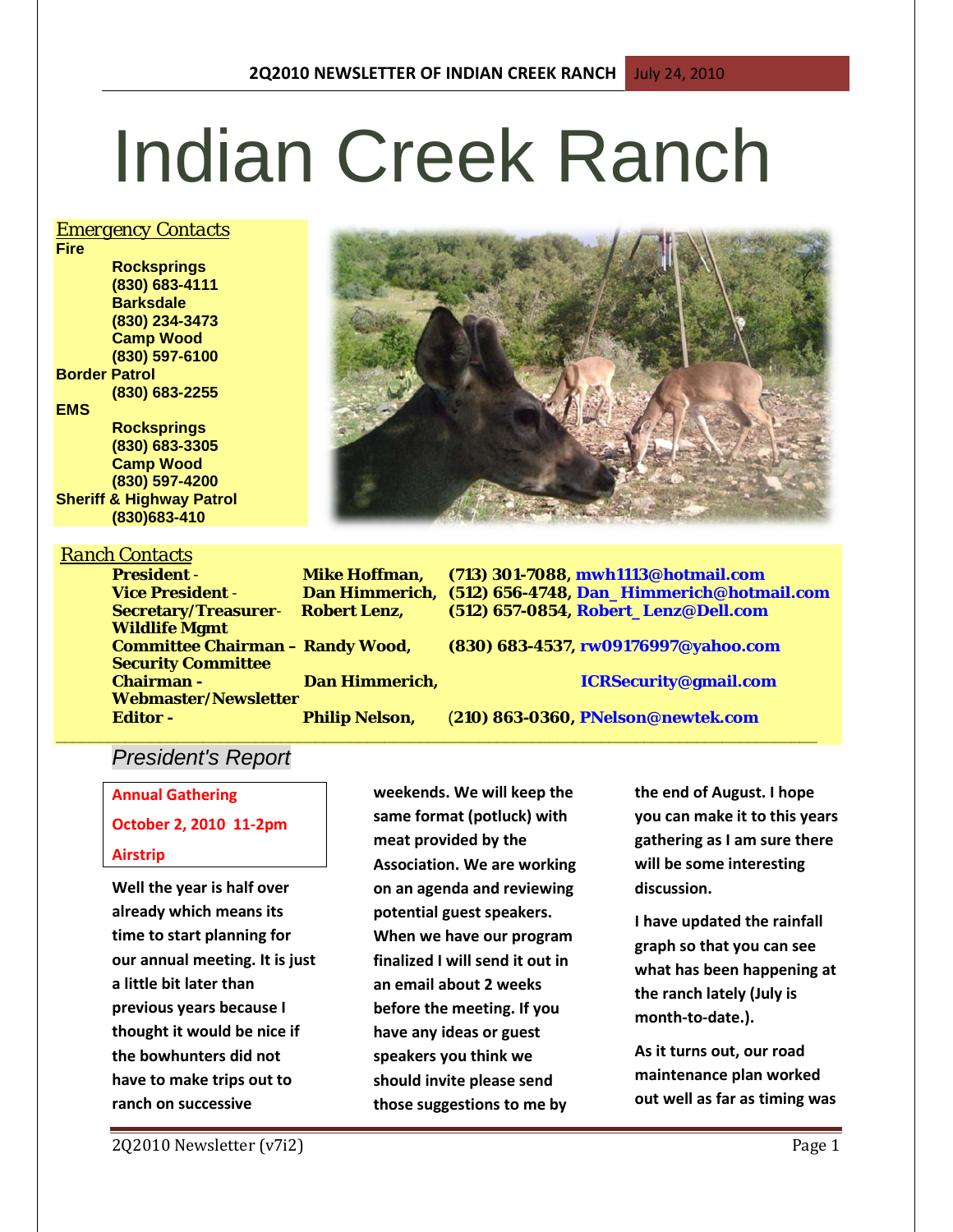# Indian Creek Ranch

*Emergency Contacts*

**Fire**
- **Rocksprings** **(830) 683-4111**
- **Barksdale** **(830) 234-3473**
- **Camp Wood** **(830) 597-6100**

**Border Patrol**
- **(830) 683-2255**

**EMS**
- **Rocksprings** **(830) 683-3305**
- **Camp Wood** **(830) 597-4200**

**Sheriff & Highway Patrol**
- **(830)683-410**

*Ranch Contacts*

| Role | Name | Contact |
|---|---|---|
| **President -** | **Mike Hoffman,** | **(713) 301-7088, mwh1113@hotmail.com** |
| **Vice President -** | **Dan Himmerich,** | **(512) 656-4748, Dan_Himmerich@hotmail.com** |
| **Secretary/Treasurer-** | **Robert Lenz,** | **(512) 657-0854, Robert_Lenz@Dell.com** |
| **Wildlife Mgmt Committee Chairman –** | **Randy Wood,** | **(830) 683-4537, rw09176997@yahoo.com** |
| **Security Committee Chairman -** | **Dan Himmerich,** | **ICRSecurity@gmail.com** |
| **Webmaster/Newsletter Editor -** | **Philip Nelson,** | **(210) 863-0360, PNelson@newtek.com** |

## *President's Report*

**Annual Gathering**

**October 2, 2010 11-2pm**

**Airstrip**

**Well the year is half over already which means its time to start planning for our annual meeting. It is just a little bit later than previous years because I thought it would be nice if the bowhunters did not have to make trips out to ranch on successive weekends. We will keep the same format (potluck) with meat provided by the Association. We are working on an agenda and reviewing potential guest speakers. When we have our program finalized I will send it out in an email about 2 weeks before the meeting. If you have any ideas or guest speakers you think we should invite please send those suggestions to me by the end of August. I hope you can make it to this years gathering as I am sure there will be some interesting discussion.**

**I have updated the rainfall graph so that you can see what has been happening at the ranch lately (July is month-to-date.).**

**As it turns out, our road maintenance plan worked out well as far as timing was**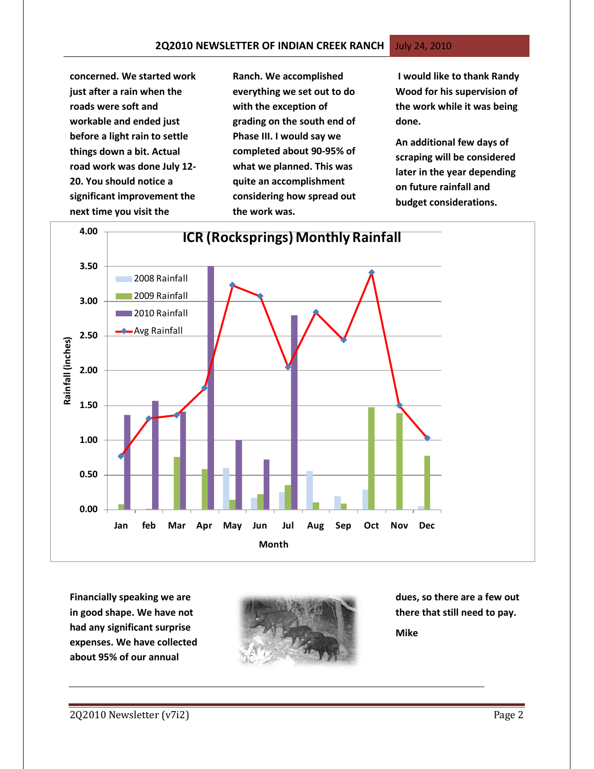concerned. We started work just after a rain when the roads were soft and workable and ended just before a light rain to settle things down a bit. Actual road work was done July 12-20. You should notice a significant improvement the next time you visit the Ranch. We accomplished everything we set out to do with the exception of grading on the south end of Phase III. I would say we completed about 90-95% of what we planned. This was quite an accomplishment considering how spread out the work was.

I would like to thank Randy Wood for his supervision of the work while it was being done.

An additional few days of scraping will be considered later in the year depending on future rainfall and budget considerations.

Financially speaking we are in good shape. We have not had any significant surprise expenses. We have collected about 95% of our annual dues, so there are a few out there that still need to pay.

Mike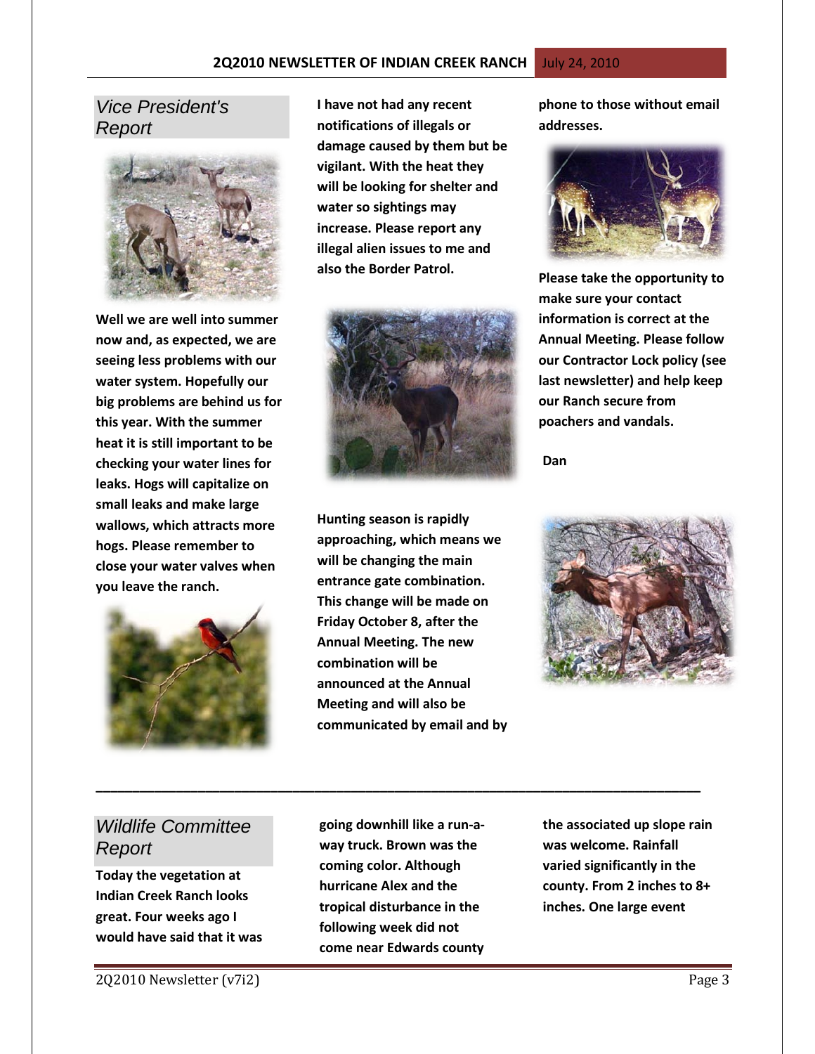## *Vice President's Report*

**Well we are well into summer now and, as expected, we are seeing less problems with our water system. Hopefully our big problems are behind us for this year. With the summer heat it is still important to be checking your water lines for leaks. Hogs will capitalize on small leaks and make large wallows, which attracts more hogs. Please remember to close your water valves when you leave the ranch.**

**I have not had any recent notifications of illegals or damage caused by them but be vigilant. With the heat they will be looking for shelter and water so sightings may increase. Please report any illegal alien issues to me and also the Border Patrol.**

**Hunting season is rapidly approaching, which means we will be changing the main entrance gate combination. This change will be made on Friday October 8, after the Annual Meeting. The new combination will be announced at the Annual Meeting and will also be communicated by email and by phone to those without email addresses.**

**Please take the opportunity to make sure your contact information is correct at the Annual Meeting. Please follow our Contractor Lock policy (see last newsletter) and help keep our Ranch secure from poachers and vandals.**

**Dan**

---

## *Wildlife Committee Report*

**Today the vegetation at Indian Creek Ranch looks great. Four weeks ago I would have said that it was going downhill like a run-a-way truck. Brown was the coming color. Although hurricane Alex and the tropical disturbance in the following week did not come near Edwards county the associated up slope rain was welcome. Rainfall varied significantly in the county. From 2 inches to 8+ inches. One large event**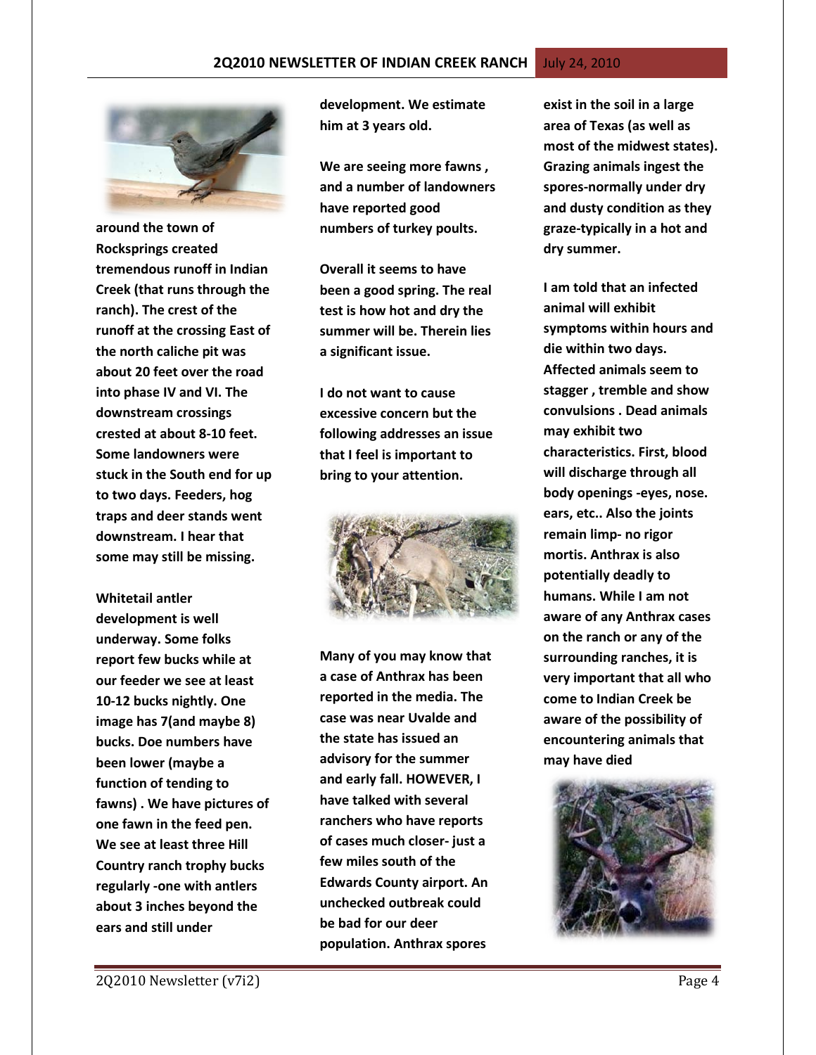**around the town of Rocksprings created tremendous runoff in Indian Creek (that runs through the ranch). The crest of the runoff at the crossing East of the north caliche pit was about 20 feet over the road into phase IV and VI. The downstream crossings crested at about 8-10 feet. Some landowners were stuck in the South end for up to two days. Feeders, hog traps and deer stands went downstream. I hear that some may still be missing.**

**Whitetail antler development is well underway. Some folks report few bucks while at our feeder we see at least 10-12 bucks nightly. One image has 7(and maybe 8) bucks. Doe numbers have been lower (maybe a function of tending to fawns) . We have pictures of one fawn in the feed pen. We see at least three Hill Country ranch trophy bucks regularly -one with antlers about 3 inches beyond the ears and still under development. We estimate him at 3 years old.**

**We are seeing more fawns , and a number of landowners have reported good numbers of turkey poults.**

**Overall it seems to have been a good spring. The real test is how hot and dry the summer will be. Therein lies a significant issue.**

**I do not want to cause excessive concern but the following addresses an issue that I feel is important to bring to your attention.**

**Many of you may know that a case of Anthrax has been reported in the media. The case was near Uvalde and the state has issued an advisory for the summer and early fall. HOWEVER, I have talked with several ranchers who have reports of cases much closer- just a few miles south of the Edwards County airport. An unchecked outbreak could be bad for our deer population. Anthrax spores exist in the soil in a large area of Texas (as well as most of the midwest states). Grazing animals ingest the spores-normally under dry and dusty condition as they graze-typically in a hot and dry summer.**

**I am told that an infected animal will exhibit symptoms within hours and die within two days. Affected animals seem to stagger , tremble and show convulsions . Dead animals may exhibit two characteristics. First, blood will discharge through all body openings -eyes, nose. ears, etc.. Also the joints remain limp- no rigor mortis. Anthrax is also potentially deadly to humans. While I am not aware of any Anthrax cases on the ranch or any of the surrounding ranches, it is very important that all who come to Indian Creek be aware of the possibility of encountering animals that may have died**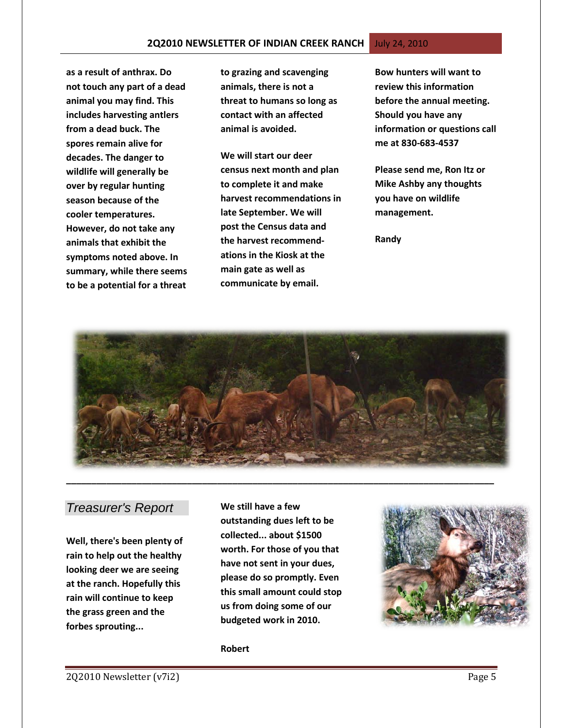**as a result of anthrax. Do not touch any part of a dead animal you may find. This includes harvesting antlers from a dead buck. The spores remain alive for decades. The danger to wildlife will generally be over by regular hunting season because of the cooler temperatures. However, do not take any animals that exhibit the symptoms noted above. In summary, while there seems to be a potential for a threat to grazing and scavenging animals, there is not a threat to humans so long as contact with an affected animal is avoided.**

**We will start our deer census next month and plan to complete it and make harvest recommendations in late September. We will post the Census data and the harvest recommendations in the Kiosk at the main gate as well as communicate by email.**

**Bow hunters will want to review this information before the annual meeting. Should you have any information or questions call me at 830-683-4537**

**Please send me, Ron Itz or Mike Ashby any thoughts you have on wildlife management.**

**Randy**

## *Treasurer's Report*

**Well, there's been plenty of rain to help out the healthy looking deer we are seeing at the ranch. Hopefully this rain will continue to keep the grass green and the forbes sprouting...**

**We still have a few outstanding dues left to be collected... about $1500 worth. For those of you that have not sent in your dues, please do so promptly. Even this small amount could stop us from doing some of our budgeted work in 2010.**

**Robert**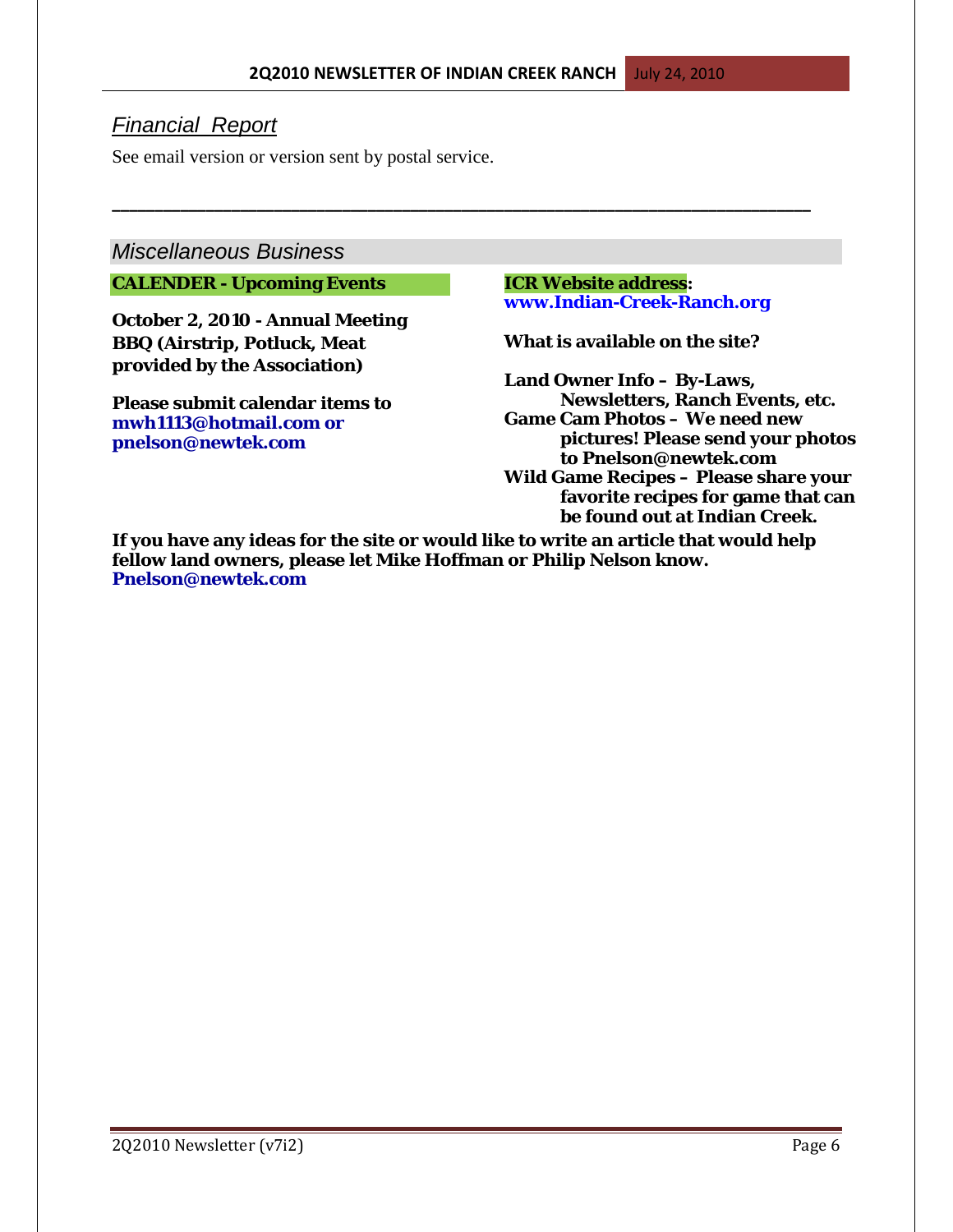## *Financial Report*

See email version or version sent by postal service.

---

## *Miscellaneous Business*

**CALENDER - Upcoming Events**

**October 2, 2010 - Annual Meeting BBQ (Airstrip, Potluck, Meat provided by the Association)**

**Please submit calendar items to mwh1113@hotmail.com or pnelson@newtek.com**

**ICR Website address: www.Indian-Creek-Ranch.org**

**What is available on the site?**

**Land Owner Info – By-Laws, Newsletters, Ranch Events, etc.**
**Game Cam Photos – We need new pictures! Please send your photos to Pnelson@newtek.com**
**Wild Game Recipes – Please share your favorite recipes for game that can be found out at Indian Creek.**

**If you have any ideas for the site or would like to write an article that would help fellow land owners, please let Mike Hoffman or Philip Nelson know. Pnelson@newtek.com**